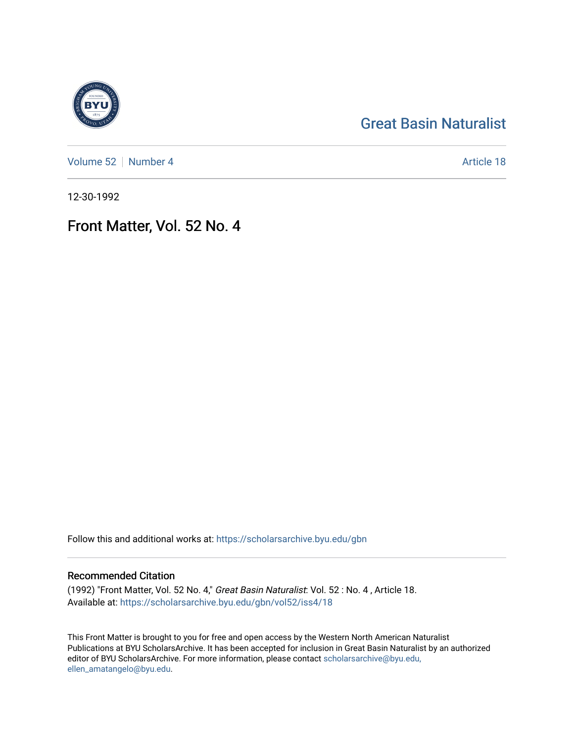# Great Basin Naturalist

Volume 52 | Number 4

Article 18

12-30-1992

## Front Matter, Vol. 52 No. 4

Follow this and additional works at: https://scholarsarchive.byu.edu/gbn

### Recommended Citation

(1992) "Front Matter, Vol. 52 No. 4," *Great Basin Naturalist*: Vol. 52 : No. 4 , Article 18.
Available at: https://scholarsarchive.byu.edu/gbn/vol52/iss4/18

This Front Matter is brought to you for free and open access by the Western North American Naturalist Publications at BYU ScholarsArchive. It has been accepted for inclusion in Great Basin Naturalist by an authorized editor of BYU ScholarsArchive. For more information, please contact scholarsarchive@byu.edu, ellen_amatangelo@byu.edu.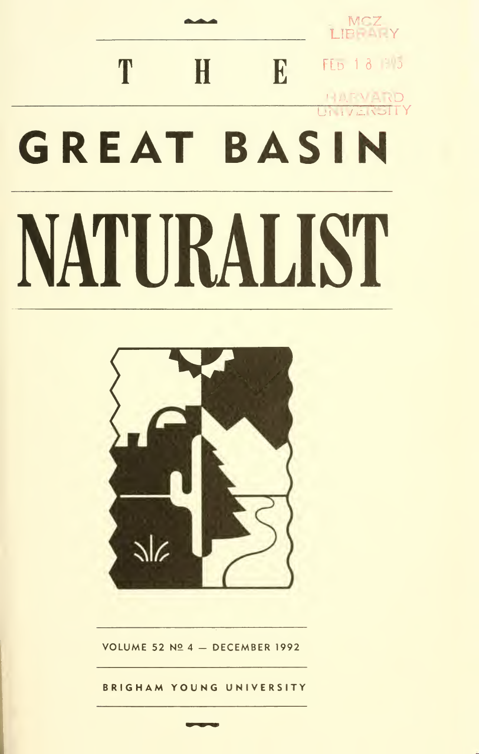MCZ LIBRARY

FEB 1 8 1993

HARVARD UNIVERSITY

# THE GREAT BASIN NATURALIST

VOLUME 52 № 4 — DECEMBER 1992

BRIGHAM YOUNG UNIVERSITY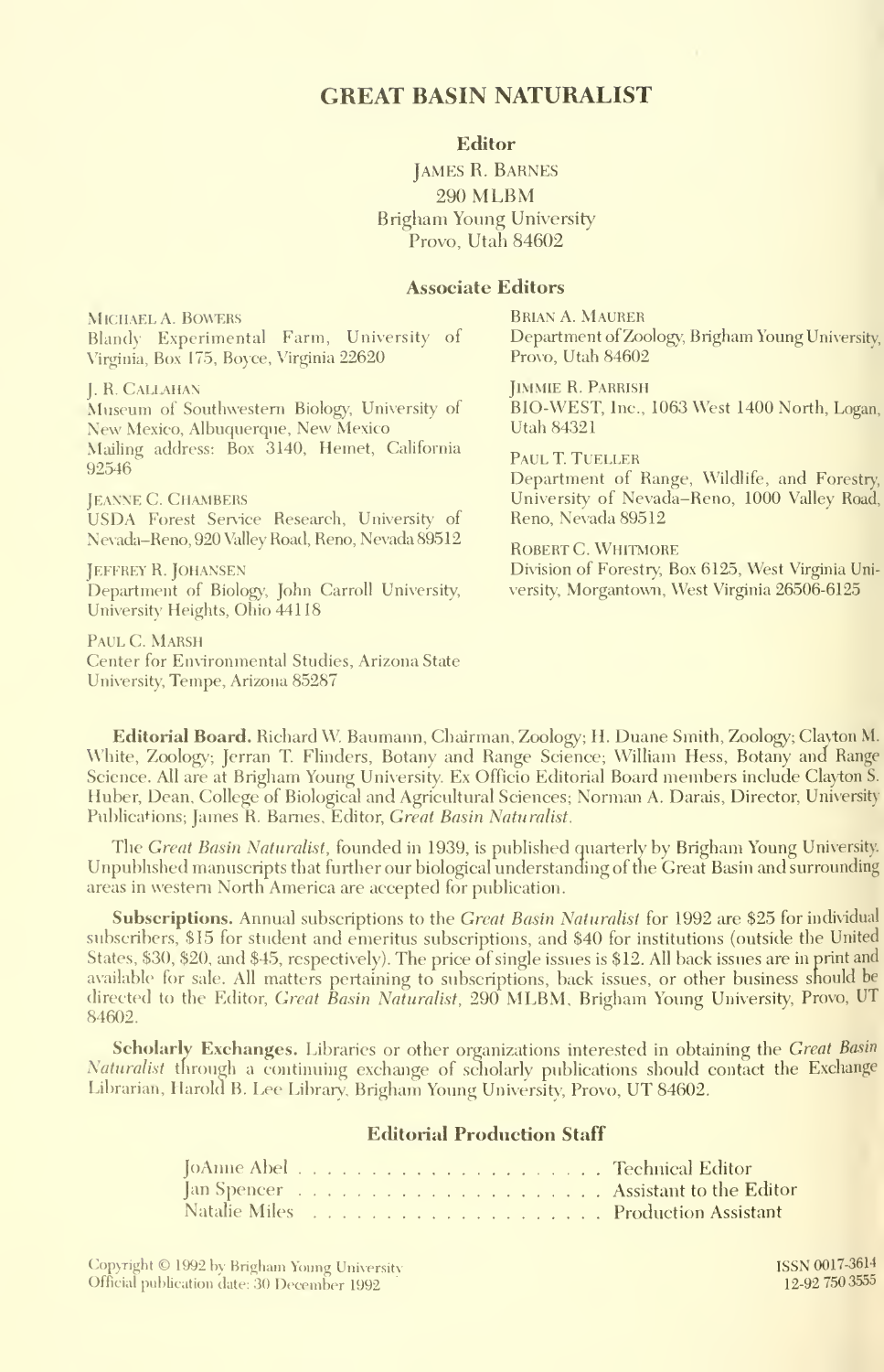# GREAT BASIN NATURALIST

## Editor

James R. Barnes
290 MLBM
Brigham Young University
Provo, Utah 84602

## Associate Editors

Michael A. Bowers
Blandy Experimental Farm, University of Virginia, Box 175, Boyce, Virginia 22620

J. R. Callahan
Museum of Southwestern Biology, University of New Mexico, Albuquerque, New Mexico
Mailing address: Box 3140, Hemet, California 92546

Jeanne C. Chambers
USDA Forest Service Research, University of Nevada–Reno, 920 Valley Road, Reno, Nevada 89512

Jeffrey R. Johansen
Department of Biology, John Carroll University, University Heights, Ohio 44118

Paul C. Marsh
Center for Environmental Studies, Arizona State University, Tempe, Arizona 85287

Brian A. Maurer
Department of Zoology, Brigham Young University, Provo, Utah 84602

Jimmie R. Parrish
BIO-WEST, Inc., 1063 West 1400 North, Logan, Utah 84321

Paul T. Tueller
Department of Range, Wildlife, and Forestry, University of Nevada–Reno, 1000 Valley Road, Reno, Nevada 89512

Robert C. Whitmore
Division of Forestry, Box 6125, West Virginia University, Morgantown, West Virginia 26506-6125

**Editorial Board.** Richard W. Baumann, Chairman, Zoology; H. Duane Smith, Zoology; Clayton M. White, Zoology; Jerran T. Flinders, Botany and Range Science; William Hess, Botany and Range Science. All are at Brigham Young University. Ex Officio Editorial Board members include Clayton S. Huber, Dean, College of Biological and Agricultural Sciences; Norman A. Darais, Director, University Publications; James R. Barnes, Editor, *Great Basin Naturalist*.

The *Great Basin Naturalist*, founded in 1939, is published quarterly by Brigham Young University. Unpublished manuscripts that further our biological understanding of the Great Basin and surrounding areas in western North America are accepted for publication.

**Subscriptions.** Annual subscriptions to the *Great Basin Naturalist* for 1992 are $25 for individual subscribers, $15 for student and emeritus subscriptions, and $40 for institutions (outside the United States, $30, $20, and $45, respectively). The price of single issues is $12. All back issues are in print and available for sale. All matters pertaining to subscriptions, back issues, or other business should be directed to the Editor, *Great Basin Naturalist*, 290 MLBM, Brigham Young University, Provo, UT 84602.

**Scholarly Exchanges.** Libraries or other organizations interested in obtaining the *Great Basin Naturalist* through a continuing exchange of scholarly publications should contact the Exchange Librarian, Harold B. Lee Library, Brigham Young University, Provo, UT 84602.

## Editorial Production Staff

| | |
|---|---|
| JoAnne Abel | Technical Editor |
| Jan Spencer | Assistant to the Editor |
| Natalie Miles | Production Assistant |

Copyright © 1992 by Brigham Young University
Official publication date: 30 December 1992

ISSN 0017-3614
12-92 750 3555